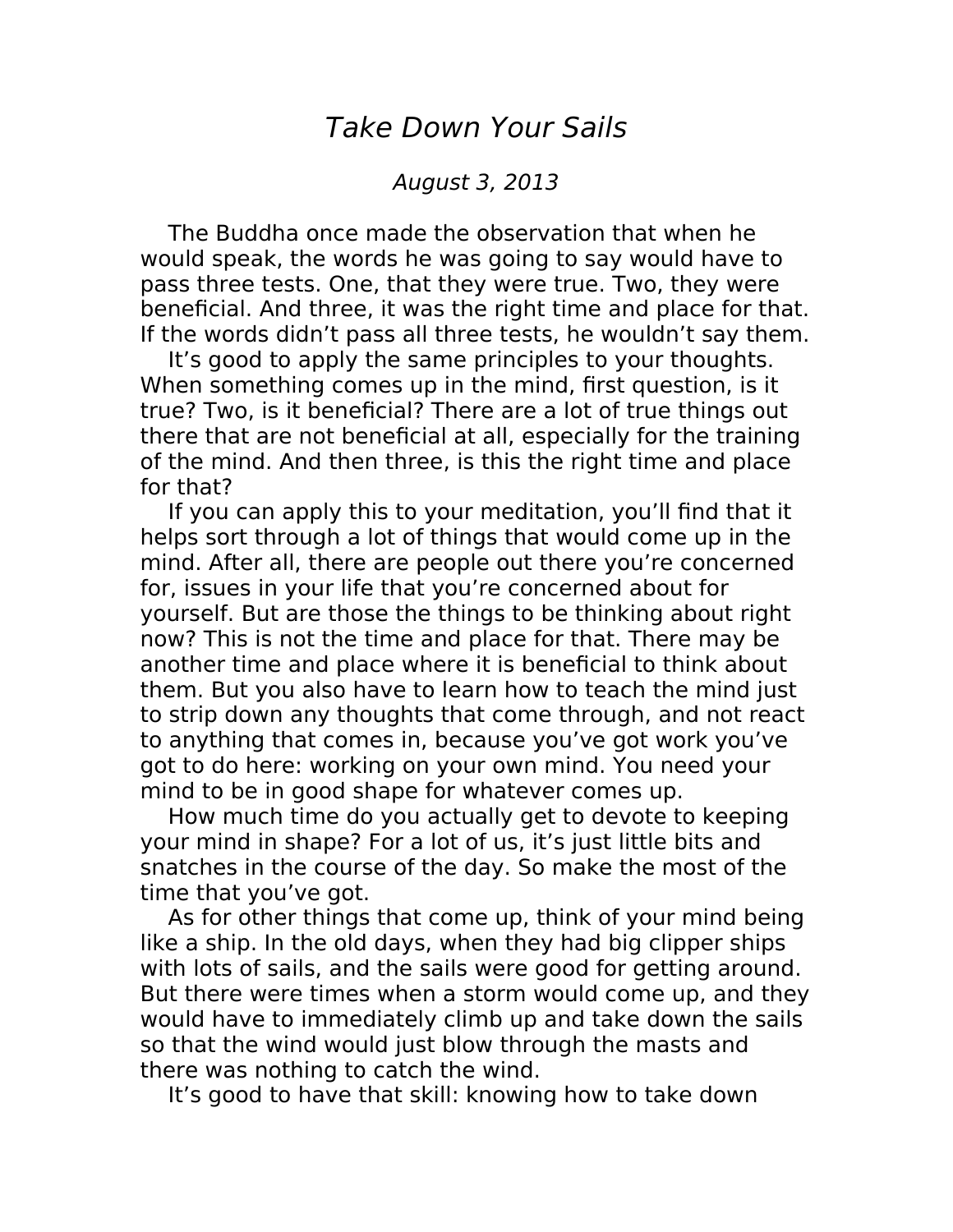# *Take Down Your Sails*

*August 3, 2013*

The Buddha once made the observation that when he would speak, the words he was going to say would have to pass three tests. One, that they were true. Two, they were beneficial. And three, it was the right time and place for that. If the words didn't pass all three tests, he wouldn't say them.

It's good to apply the same principles to your thoughts. When something comes up in the mind, first question, is it true? Two, is it beneficial? There are a lot of true things out there that are not beneficial at all, especially for the training of the mind. And then three, is this the right time and place for that?

If you can apply this to your meditation, you'll find that it helps sort through a lot of things that would come up in the mind. After all, there are people out there you're concerned for, issues in your life that you're concerned about for yourself. But are those the things to be thinking about right now? This is not the time and place for that. There may be another time and place where it is beneficial to think about them. But you also have to learn how to teach the mind just to strip down any thoughts that come through, and not react to anything that comes in, because you've got work you've got to do here: working on your own mind. You need your mind to be in good shape for whatever comes up.

How much time do you actually get to devote to keeping your mind in shape? For a lot of us, it's just little bits and snatches in the course of the day. So make the most of the time that you've got.

As for other things that come up, think of your mind being like a ship. In the old days, when they had big clipper ships with lots of sails, and the sails were good for getting around. But there were times when a storm would come up, and they would have to immediately climb up and take down the sails so that the wind would just blow through the masts and there was nothing to catch the wind.

It's good to have that skill: knowing how to take down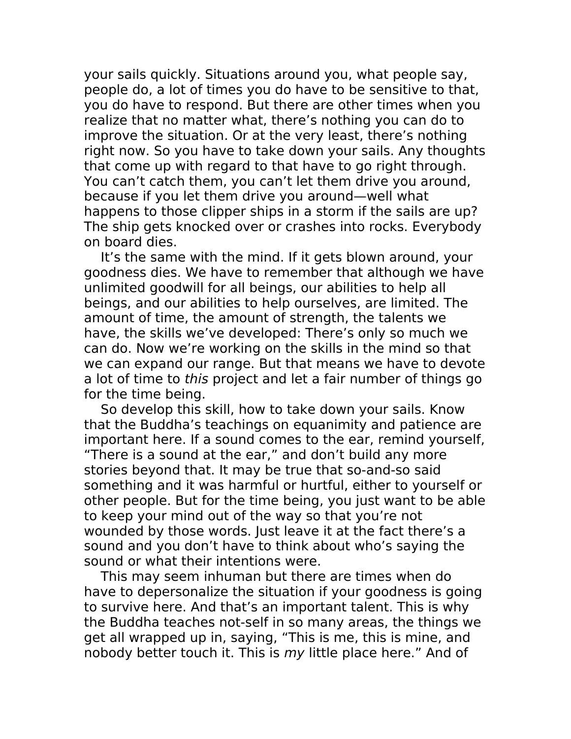your sails quickly. Situations around you, what people say, people do, a lot of times you do have to be sensitive to that, you do have to respond. But there are other times when you realize that no matter what, there's nothing you can do to improve the situation. Or at the very least, there's nothing right now. So you have to take down your sails. Any thoughts that come up with regard to that have to go right through. You can't catch them, you can't let them drive you around, because if you let them drive you around—well what happens to those clipper ships in a storm if the sails are up? The ship gets knocked over or crashes into rocks. Everybody on board dies.

It's the same with the mind. If it gets blown around, your goodness dies. We have to remember that although we have unlimited goodwill for all beings, our abilities to help all beings, and our abilities to help ourselves, are limited. The amount of time, the amount of strength, the talents we have, the skills we've developed: There's only so much we can do. Now we're working on the skills in the mind so that we can expand our range. But that means we have to devote a lot of time to *this* project and let a fair number of things go for the time being.

So develop this skill, how to take down your sails. Know that the Buddha's teachings on equanimity and patience are important here. If a sound comes to the ear, remind yourself, "There is a sound at the ear," and don't build any more stories beyond that. It may be true that so-and-so said something and it was harmful or hurtful, either to yourself or other people. But for the time being, you just want to be able to keep your mind out of the way so that you're not wounded by those words. Just leave it at the fact there's a sound and you don't have to think about who's saying the sound or what their intentions were.

This may seem inhuman but there are times when do have to depersonalize the situation if your goodness is going to survive here. And that's an important talent. This is why the Buddha teaches not-self in so many areas, the things we get all wrapped up in, saying, "This is me, this is mine, and nobody better touch it. This is *my* little place here." And of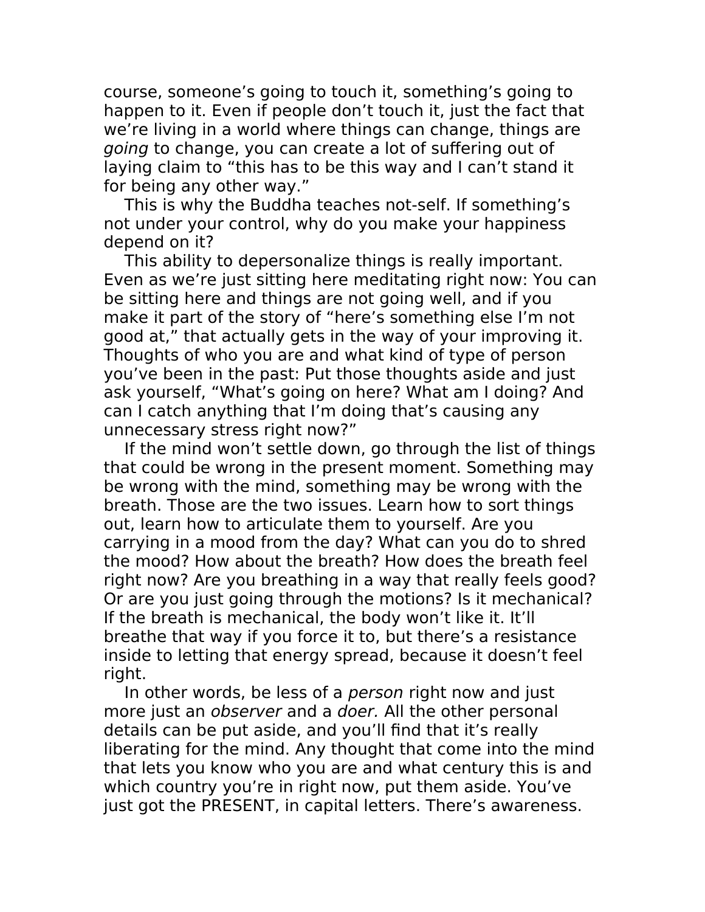course, someone's going to touch it, something's going to happen to it. Even if people don't touch it, just the fact that we're living in a world where things can change, things are *going* to change, you can create a lot of suffering out of laying claim to "this has to be this way and I can't stand it for being any other way."

This is why the Buddha teaches not-self. If something's not under your control, why do you make your happiness depend on it?

This ability to depersonalize things is really important. Even as we're just sitting here meditating right now: You can be sitting here and things are not going well, and if you make it part of the story of "here's something else I'm not good at," that actually gets in the way of your improving it. Thoughts of who you are and what kind of type of person you've been in the past: Put those thoughts aside and just ask yourself, "What's going on here? What am I doing? And can I catch anything that I'm doing that's causing any unnecessary stress right now?"

If the mind won't settle down, go through the list of things that could be wrong in the present moment. Something may be wrong with the mind, something may be wrong with the breath. Those are the two issues. Learn how to sort things out, learn how to articulate them to yourself. Are you carrying in a mood from the day? What can you do to shred the mood? How about the breath? How does the breath feel right now? Are you breathing in a way that really feels good? Or are you just going through the motions? Is it mechanical? If the breath is mechanical, the body won't like it. It'll breathe that way if you force it to, but there's a resistance inside to letting that energy spread, because it doesn't feel right.

In other words, be less of a *person* right now and just more just an *observer* and a *doer.* All the other personal details can be put aside, and you'll find that it's really liberating for the mind. Any thought that come into the mind that lets you know who you are and what century this is and which country you're in right now, put them aside. You've just got the PRESENT, in capital letters. There's awareness.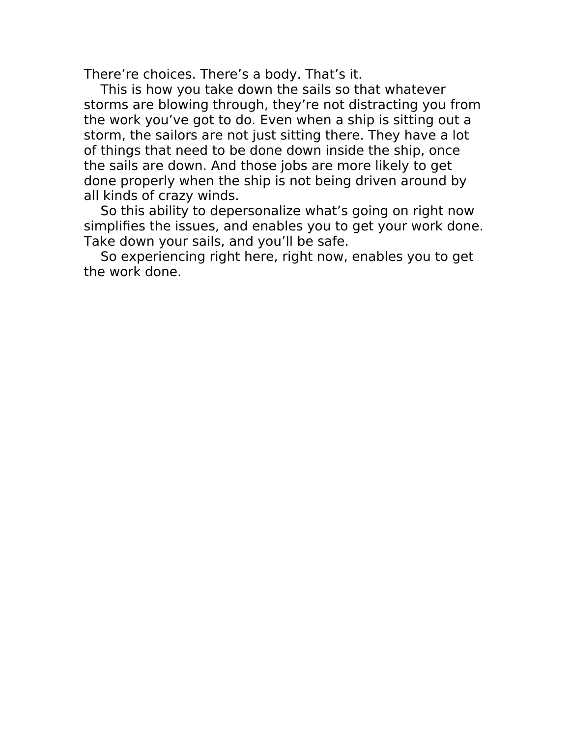There’re choices. There’s a body. That’s it.

This is how you take down the sails so that whatever storms are blowing through, they’re not distracting you from the work you’ve got to do. Even when a ship is sitting out a storm, the sailors are not just sitting there. They have a lot of things that need to be done down inside the ship, once the sails are down. And those jobs are more likely to get done properly when the ship is not being driven around by all kinds of crazy winds.

So this ability to depersonalize what’s going on right now simplifies the issues, and enables you to get your work done. Take down your sails, and you’ll be safe.

So experiencing right here, right now, enables you to get the work done.